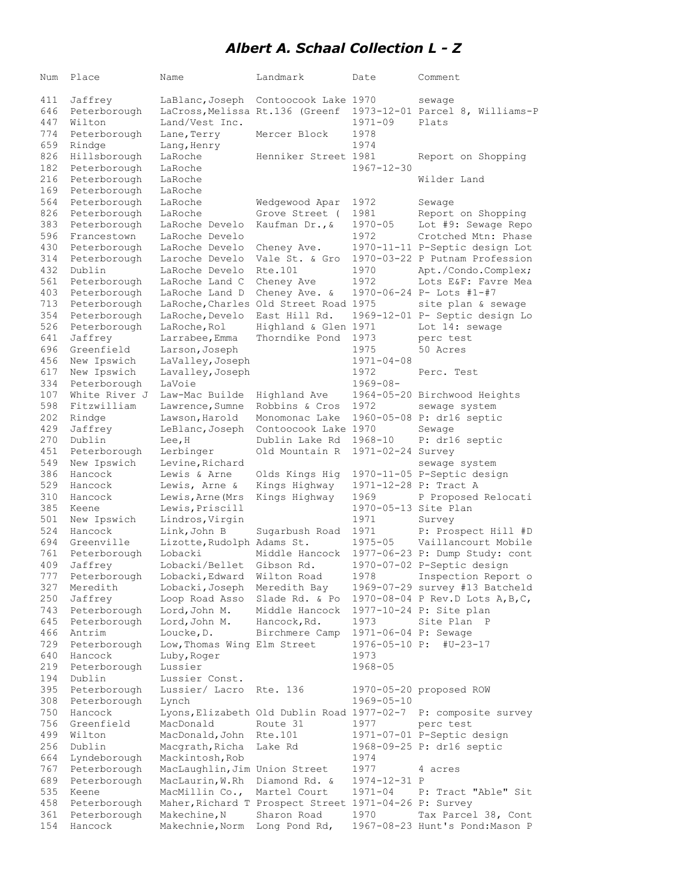# *Albert A. Schaal Collection L - Z*

| Num | Place | Name | Landmark | Date | Comment |
|---|---|---|---|---|---|
| 411 | Jaffrey | LaBlanc,Joseph | Contoocook Lake | 1970 | sewage |
| 646 | Peterborough | LaCross,Melissa | Rt.136 (Greenf | 1973-12-01 | Parcel 8, Williams-P |
| 447 | Wilton | Land/Vest Inc. | | 1971-09 | Plats |
| 774 | Peterborough | Lane,Terry | Mercer Block | 1978 | |
| 659 | Rindge | Lang,Henry | | 1974 | |
| 826 | Hillsborough | LaRoche | Henniker Street | 1981 | Report on Shopping |
| 182 | Peterborough | LaRoche | | 1967-12-30 | |
| 216 | Peterborough | LaRoche | | | Wilder Land |
| 169 | Peterborough | LaRoche | | | |
| 564 | Peterborough | LaRoche | Wedgewood Apar | 1972 | Sewage |
| 826 | Peterborough | LaRoche | Grove Street ( | 1981 | Report on Shopping |
| 383 | Peterborough | LaRoche Develo | Kaufman Dr.,& | 1970-05 | Lot #9: Sewage Repo |
| 596 | Francestown | LaRoche Develo | | 1972 | Crotched Mtn: Phase |
| 430 | Peterborough | LaRoche Develo | Cheney Ave. | 1970-11-11 | P-Septic design Lot |
| 314 | Peterborough | Laroche Develo | Vale St. & Gro | 1970-03-22 | P Putnam Profession |
| 432 | Dublin | LaRoche Develo | Rte.101 | 1970 | Apt./Condo.Complex; |
| 561 | Peterborough | LaRoche Land C | Cheney Ave | 1972 | Lots E&F: Favre Mea |
| 403 | Peterborough | LaRoche Land D | Cheney Ave. & | 1970-06-24 | P- Lots #1-#7 |
| 713 | Peterborough | LaRoche,Charles | Old Street Road | 1975 | site plan & sewage |
| 354 | Peterborough | LaRoche,Develo | East Hill Rd. | 1969-12-01 | P- Septic design Lo |
| 526 | Peterborough | LaRoche,Rol | Highland & Glen | 1971 | Lot 14: sewage |
| 641 | Jaffrey | Larrabee,Emma | Thorndike Pond | 1973 | perc test |
| 696 | Greenfield | Larson,Joseph | | 1975 | 50 Acres |
| 456 | New Ipswich | LaValley,Joseph | | 1971-04-08 | |
| 617 | New Ipswich | Lavalley,Joseph | | 1972 | Perc. Test |
| 334 | Peterborough | LaVoie | | 1969-08- | |
| 107 | White River J | Law-Mac Builde | Highland Ave | 1964-05-20 | Birchwood Heights |
| 598 | Fitzwilliam | Lawrence,Sumne | Robbins & Cros | 1972 | sewage system |
| 202 | Rindge | Lawson,Harold | Monomonac Lake | 1960-05-08 | P: dr16 septic |
| 429 | Jaffrey | LeBlanc,Joseph | Contoocook Lake | 1970 | Sewage |
| 270 | Dublin | Lee,H | Dublin Lake Rd | 1968-10 | P: dr16 septic |
| 451 | Peterborough | Lerbinger | Old Mountain R | 1971-02-24 | Survey |
| 549 | New Ipswich | Levine,Richard | | | sewage system |
| 386 | Hancock | Lewis & Arne | Olds Kings Hig | 1970-11-05 | P-Septic design |
| 529 | Hancock | Lewis, Arne & | Kings Highway | 1971-12-28 | P: Tract A |
| 310 | Hancock | Lewis,Arne(Mrs | Kings Highway | 1969 | P Proposed Relocati |
| 385 | Keene | Lewis,Priscill | | 1970-05-13 | Site Plan |
| 501 | New Ipswich | Lindros,Virgin | | 1971 | Survey |
| 524 | Hancock | Link,John B | Sugarbush Road | 1971 | P: Prospect Hill #D |
| 694 | Greenville | Lizotte,Rudolph | Adams St. | 1975-05 | Vaillancourt Mobile |
| 761 | Peterborough | Lobacki | Middle Hancock | 1977-06-23 | P: Dump Study: cont |
| 409 | Jaffrey | Lobacki/Bellet | Gibson Rd. | 1970-07-02 | P-Septic design |
| 777 | Peterborough | Lobacki,Edward | Wilton Road | 1978 | Inspection Report o |
| 327 | Meredith | Lobacki,Joseph | Meredith Bay | 1969-07-29 | survey #13 Batcheld |
| 250 | Jaffrey | Loop Road Asso | Slade Rd. & Po | 1970-08-04 | P Rev.D Lots A,B,C, |
| 743 | Peterborough | Lord,John M. | Middle Hancock | 1977-10-24 | P: Site plan |
| 645 | Peterborough | Lord,John M. | Hancock,Rd. | 1973 | Site Plan P |
| 466 | Antrim | Loucke,D. | Birchmere Camp | 1971-06-04 | P: Sewage |
| 729 | Peterborough | Low,Thomas Wing | Elm Street | 1976-05-10 | P: #U-23-17 |
| 640 | Hancock | Luby,Roger | | 1973 | |
| 219 | Peterborough | Lussier | | 1968-05 | |
| 194 | Dublin | Lussier Const. | | | |
| 395 | Peterborough | Lussier/ Lacro | Rte. 136 | 1970-05-20 | proposed ROW |
| 308 | Peterborough | Lynch | | 1969-05-10 | |
| 750 | Hancock | Lyons,Elizabeth | Old Dublin Road | 1977-02-7 | P: composite survey |
| 756 | Greenfield | MacDonald | Route 31 | 1977 | perc test |
| 499 | Wilton | MacDonald,John | Rte.101 | 1971-07-01 | P-Septic design |
| 256 | Dublin | Macgrath,Richa | Lake Rd | 1968-09-25 | P: dr16 septic |
| 664 | Lyndeborough | Mackintosh,Rob | | 1974 | |
| 767 | Peterborough | MacLaughlin,Jim | Union Street | 1977 | 4 acres |
| 689 | Peterborough | MacLaurin,W.Rh | Diamond Rd. & | 1974-12-31 | P |
| 535 | Keene | MacMillin Co., | Martel Court | 1971-04 | P: Tract "Able" Sit |
| 458 | Peterborough | Maher,Richard T | Prospect Street | 1971-04-26 | P: Survey |
| 361 | Peterborough | Makechine,N | Sharon Road | 1970 | Tax Parcel 38, Cont |
| 154 | Hancock | Makechnie,Norm | Long Pond Rd, | 1967-08-23 | Hunt's Pond:Mason P |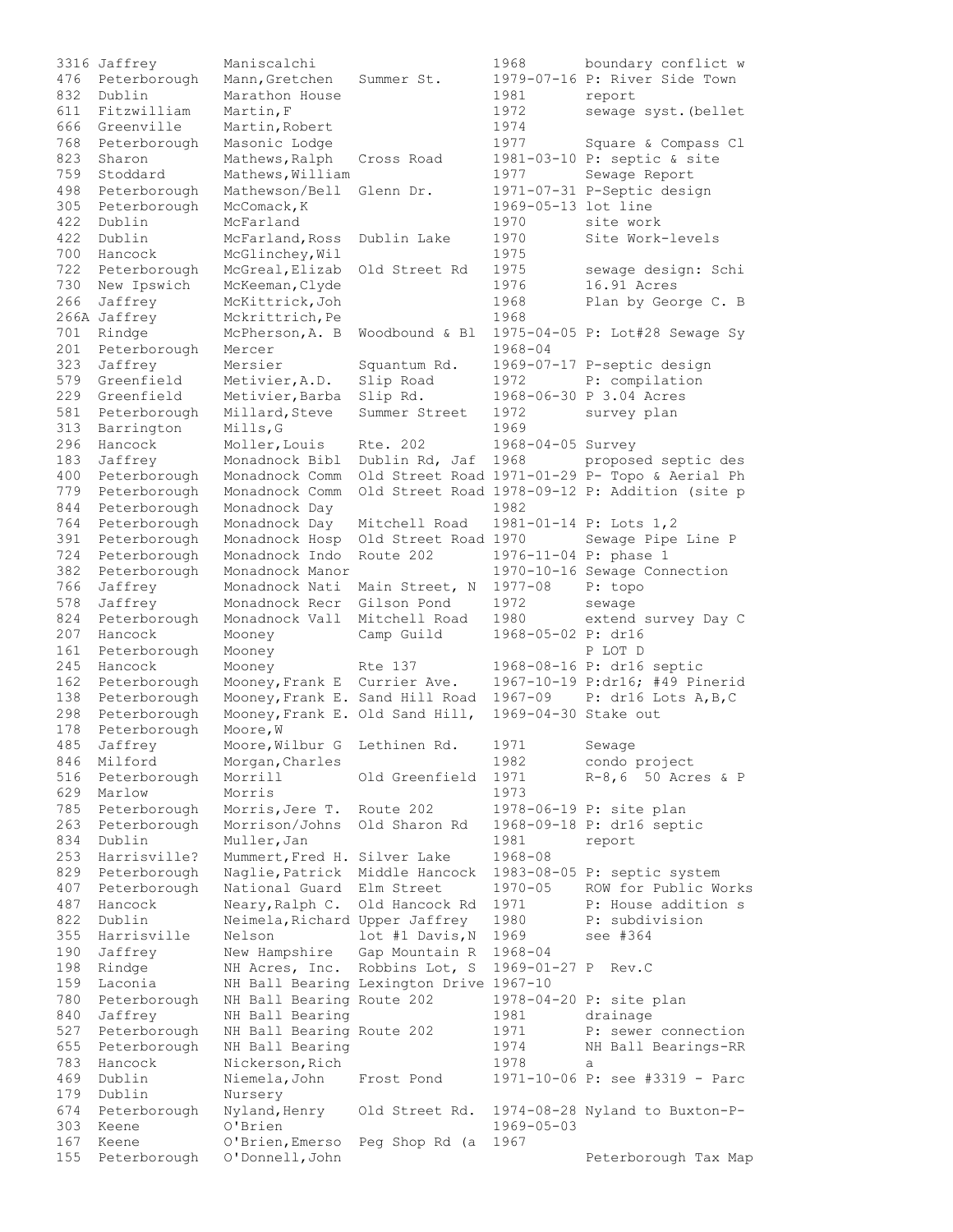| | | | | | |
|---|---|---|---|---|---|
| 3316 | Jaffrey | Maniscalchi | | 1968 | boundary conflict w |
| 476 | Peterborough | Mann,Gretchen | Summer St. | 1979-07-16 | P: River Side Town |
| 832 | Dublin | Marathon House | | 1981 | report |
| 611 | Fitzwilliam | Martin,F | | 1972 | sewage syst.(bellet |
| 666 | Greenville | Martin,Robert | | 1974 | |
| 768 | Peterborough | Masonic Lodge | | 1977 | Square & Compass Cl |
| 823 | Sharon | Mathews,Ralph | Cross Road | 1981-03-10 | P: septic & site |
| 759 | Stoddard | Mathews,William | | 1977 | Sewage Report |
| 498 | Peterborough | Mathewson/Bell | Glenn Dr. | 1971-07-31 | P-Septic design |
| 305 | Peterborough | McComack,K | | 1969-05-13 | lot line |
| 422 | Dublin | McFarland | | 1970 | site work |
| 422 | Dublin | McFarland,Ross | Dublin Lake | 1970 | Site Work-levels |
| 700 | Hancock | McGlinchey,Wil | | 1975 | |
| 722 | Peterborough | McGreal,Elizab | Old Street Rd | 1975 | sewage design: Schi |
| 730 | New Ipswich | McKeeman,Clyde | | 1976 | 16.91 Acres |
| 266 | Jaffrey | McKittrick,Joh | | 1968 | Plan by George C. B |
| 266A | Jaffrey | Mckrittrich,Pe | | 1968 | |
| 701 | Rindge | McPherson,A. B | Woodbound & Bl | 1975-04-05 | P: Lot#28 Sewage Sy |
| 201 | Peterborough | Mercer | | 1968-04 | |
| 323 | Jaffrey | Mersier | Squantum Rd. | 1969-07-17 | P-septic design |
| 579 | Greenfield | Metivier,A.D. | Slip Road | 1972 | P: compilation |
| 229 | Greenfield | Metivier,Barba | Slip Rd. | 1968-06-30 | P 3.04 Acres |
| 581 | Peterborough | Millard,Steve | Summer Street | 1972 | survey plan |
| 313 | Barrington | Mills,G | | 1969 | |
| 296 | Hancock | Moller,Louis | Rte. 202 | 1968-04-05 | Survey |
| 183 | Jaffrey | Monadnock Bibl | Dublin Rd, Jaf | 1968 | proposed septic des |
| 400 | Peterborough | Monadnock Comm | Old Street Road | 1971-01-29 | P- Topo & Aerial Ph |
| 779 | Peterborough | Monadnock Comm | Old Street Road | 1978-09-12 | P: Addition (site p |
| 844 | Peterborough | Monadnock Day | | 1982 | |
| 764 | Peterborough | Monadnock Day | Mitchell Road | 1981-01-14 | P: Lots 1,2 |
| 391 | Peterborough | Monadnock Hosp | Old Street Road | 1970 | Sewage Pipe Line P |
| 724 | Peterborough | Monadnock Indo | Route 202 | 1976-11-04 | P: phase 1 |
| 382 | Peterborough | Monadnock Manor | | 1970-10-16 | Sewage Connection |
| 766 | Jaffrey | Monadnock Nati | Main Street, N | 1977-08 | P: topo |
| 578 | Jaffrey | Monadnock Recr | Gilson Pond | 1972 | sewage |
| 824 | Peterborough | Monadnock Vall | Mitchell Road | 1980 | extend survey Day C |
| 207 | Hancock | Mooney | Camp Guild | 1968-05-02 | P: dr16 |
| 161 | Peterborough | Mooney | | | P LOT D |
| 245 | Hancock | Mooney | Rte 137 | 1968-08-16 | P: dr16 septic |
| 162 | Peterborough | Mooney,Frank E | Currier Ave. | 1967-10-19 | P:dr16; #49 Pinerid |
| 138 | Peterborough | Mooney,Frank E. | Sand Hill Road | 1967-09 | P: dr16 Lots A,B,C |
| 298 | Peterborough | Mooney,Frank E. | Old Sand Hill, | 1969-04-30 | Stake out |
| 178 | Peterborough | Moore,W | | | |
| 485 | Jaffrey | Moore,Wilbur G | Lethinen Rd. | 1971 | Sewage |
| 846 | Milford | Morgan,Charles | | 1982 | condo project |
| 516 | Peterborough | Morrill | Old Greenfield | 1971 | R-8,6 50 Acres & P |
| 629 | Marlow | Morris | | 1973 | |
| 785 | Peterborough | Morris,Jere T. | Route 202 | 1978-06-19 | P: site plan |
| 263 | Peterborough | Morrison/Johns | Old Sharon Rd | 1968-09-18 | P: dr16 septic |
| 834 | Dublin | Muller,Jan | | 1981 | report |
| 253 | Harrisville? | Mummert,Fred H. | Silver Lake | 1968-08 | |
| 829 | Peterborough | Naglie,Patrick | Middle Hancock | 1983-08-05 | P: septic system |
| 407 | Peterborough | National Guard | Elm Street | 1970-05 | ROW for Public Works |
| 487 | Hancock | Neary,Ralph C. | Old Hancock Rd | 1971 | P: House addition s |
| 822 | Dublin | Neimela,Richard | Upper Jaffrey | 1980 | P: subdivision |
| 355 | Harrisville | Nelson | lot #1 Davis,N | 1969 | see #364 |
| 190 | Jaffrey | New Hampshire | Gap Mountain R | 1968-04 | |
| 198 | Rindge | NH Acres, Inc. | Robbins Lot, S | 1969-01-27 | P Rev.C |
| 159 | Laconia | NH Ball Bearing | Lexington Drive | 1967-10 | |
| 780 | Peterborough | NH Ball Bearing | Route 202 | 1978-04-20 | P: site plan |
| 840 | Jaffrey | NH Ball Bearing | | 1981 | drainage |
| 527 | Peterborough | NH Ball Bearing | Route 202 | 1971 | P: sewer connection |
| 655 | Peterborough | NH Ball Bearing | | 1974 | NH Ball Bearings-RR |
| 783 | Hancock | Nickerson,Rich | | 1978 | a |
| 469 | Dublin | Niemela,John | Frost Pond | 1971-10-06 | P: see #3319 - Parc |
| 179 | Dublin | Nursery | | | |
| 674 | Peterborough | Nyland,Henry | Old Street Rd. | 1974-08-28 | Nyland to Buxton-P- |
| 303 | Keene | O'Brien | | 1969-05-03 | |
| 167 | Keene | O'Brien,Emerso | Peg Shop Rd (a | 1967 | |
| 155 | Peterborough | O'Donnell,John | | | Peterborough Tax Map |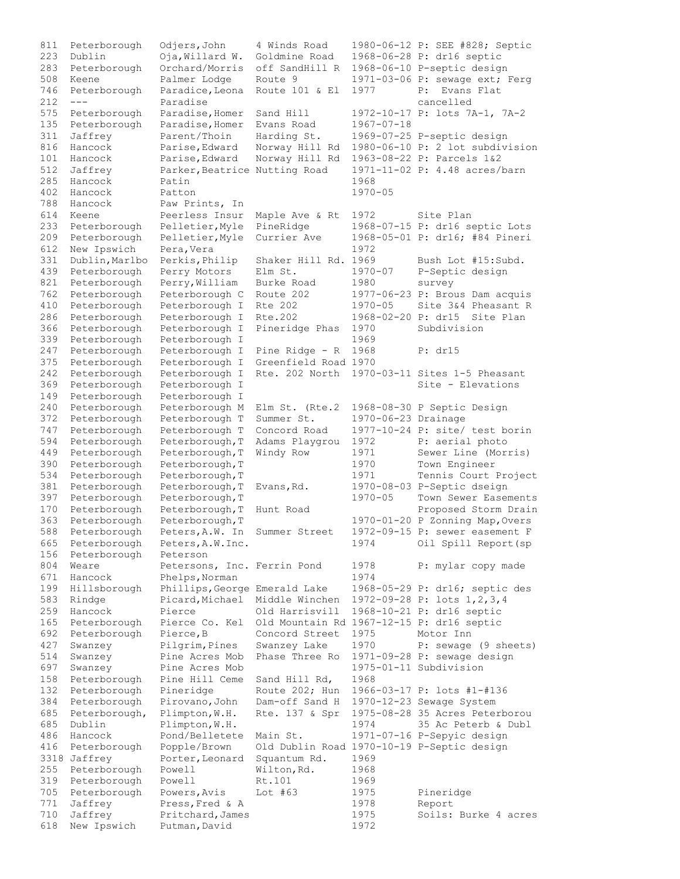| | | | | | |
|---|---|---|---|---|---|
| 811 | Peterborough | Odjers,John | 4 Winds Road | 1980-06-12 | P: SEE #828; Septic |
| 223 | Dublin | Oja,Willard W. | Goldmine Road | 1968-06-28 | P: dr16 septic |
| 283 | Peterborough | Orchard/Morris | off SandHill R | 1968-06-10 | P-septic design |
| 508 | Keene | Palmer Lodge | Route 9 | 1971-03-06 | P: sewage ext; Ferg |
| 746 | Peterborough | Paradice,Leona | Route 101 & El | 1977 | P: Evans Flat |
| 212 | --- | Paradise | | | cancelled |
| 575 | Peterborough | Paradise,Homer | Sand Hill | 1972-10-17 | P: lots 7A-1, 7A-2 |
| 135 | Peterborough | Paradise,Homer | Evans Road | 1967-07-18 | |
| 311 | Jaffrey | Parent/Thoin | Harding St. | 1969-07-25 | P-septic design |
| 816 | Hancock | Parise,Edward | Norway Hill Rd | 1980-06-10 | P: 2 lot subdivision |
| 101 | Hancock | Parise,Edward | Norway Hill Rd | 1963-08-22 | P: Parcels 1&2 |
| 512 | Jaffrey | Parker,Beatrice | Nutting Road | 1971-11-02 | P: 4.48 acres/barn |
| 285 | Hancock | Patin | | 1968 | |
| 402 | Hancock | Patton | | 1970-05 | |
| 788 | Hancock | Paw Prints, In | | | |
| 614 | Keene | Peerless Insur | Maple Ave & Rt | 1972 | Site Plan |
| 233 | Peterborough | Pelletier,Myle | PineRidge | 1968-07-15 | P: dr16 septic Lots |
| 209 | Peterborough | Pelletier,Myle | Currier Ave | 1968-05-01 | P: dr16; #84 Pineri |
| 612 | New Ipswich | Pera,Vera | | 1972 | |
| 331 | Dublin,Marlbo | Perkis,Philip | Shaker Hill Rd. | 1969 | Bush Lot #15:Subd. |
| 439 | Peterborough | Perry Motors | Elm St. | 1970-07 | P-Septic design |
| 821 | Peterborough | Perry,William | Burke Road | 1980 | survey |
| 762 | Peterborough | Peterborough C | Route 202 | 1977-06-23 | P: Brous Dam acquis |
| 410 | Peterborough | Peterborough I | Rte 202 | 1970-05 | Site 3&4 Pheasant R |
| 286 | Peterborough | Peterborough I | Rte.202 | 1968-02-20 | P: dr15 Site Plan |
| 366 | Peterborough | Peterborough I | Pineridge Phas | 1970 | Subdivision |
| 339 | Peterborough | Peterborough I | | 1969 | |
| 247 | Peterborough | Peterborough I | Pine Ridge - R | 1968 | P: dr15 |
| 375 | Peterborough | Peterborough I | Greenfield Road | 1970 | |
| 242 | Peterborough | Peterborough I | Rte. 202 North | 1970-03-11 | Sites 1-5 Pheasant |
| 369 | Peterborough | Peterborough I | | | Site - Elevations |
| 149 | Peterborough | Peterborough I | | | |
| 240 | Peterborough | Peterborough M | Elm St. (Rte.2 | 1968-08-30 | P Septic Design |
| 372 | Peterborough | Peterborough T | Summer St. | 1970-06-23 | Drainage |
| 747 | Peterborough | Peterborough T | Concord Road | 1977-10-24 | P: site/ test borin |
| 594 | Peterborough | Peterborough,T | Adams Playgrou | 1972 | P: aerial photo |
| 449 | Peterborough | Peterborough,T | Windy Row | 1971 | Sewer Line (Morris) |
| 390 | Peterborough | Peterborough,T | | 1970 | Town Engineer |
| 534 | Peterborough | Peterborough,T | | 1971 | Tennis Court Project |
| 381 | Peterborough | Peterborough,T | Evans,Rd. | 1970-08-03 | P-Septic dseign |
| 397 | Peterborough | Peterborough,T | | 1970-05 | Town Sewer Easements |
| 170 | Peterborough | Peterborough,T | Hunt Road | | Proposed Storm Drain |
| 363 | Peterborough | Peterborough,T | | 1970-01-20 | P Zonning Map,Overs |
| 588 | Peterborough | Peters,A.W. In | Summer Street | 1972-09-15 | P: sewer easement F |
| 665 | Peterborough | Peters,A.W.Inc. | | 1974 | Oil Spill Report(sp |
| 156 | Peterborough | Peterson | | | |
| 804 | Weare | Petersons, Inc. | Ferrin Pond | 1978 | P: mylar copy made |
| 671 | Hancock | Phelps,Norman | | 1974 | |
| 199 | Hillsborough | Phillips,George | Emerald Lake | 1968-05-29 | P: dr16; septic des |
| 583 | Rindge | Picard,Michael | Middle Winchen | 1972-09-28 | P: lots 1,2,3,4 |
| 259 | Hancock | Pierce | Old Harrisvill | 1968-10-21 | P: dr16 septic |
| 165 | Peterborough | Pierce Co. Kel | Old Mountain Rd | 1967-12-15 | P: dr16 septic |
| 692 | Peterborough | Pierce,B | Concord Street | 1975 | Motor Inn |
| 427 | Swanzey | Pilgrim,Pines | Swanzey Lake | 1970 | P: sewage (9 sheets) |
| 514 | Swanzey | Pine Acres Mob | Phase Three Ro | 1971-09-28 | P: sewage design |
| 697 | Swanzey | Pine Acres Mob | | 1975-01-11 | Subdivision |
| 158 | Peterborough | Pine Hill Ceme | Sand Hill Rd, | 1968 | |
| 132 | Peterborough | Pineridge | Route 202; Hun | 1966-03-17 | P: lots #1-#136 |
| 384 | Peterborough | Pirovano,John | Dam-off Sand H | 1970-12-23 | Sewage System |
| 685 | Peterborough, | Plimpton,W.H. | Rte. 137 & Spr | 1975-08-28 | 35 Acres Peterborou |
| 685 | Dublin | Plimpton,W.H. | | 1974 | 35 Ac Peterb & Dubl |
| 486 | Hancock | Pond/Belletete | Main St. | 1971-07-16 | P-Sepyic design |
| 416 | Peterborough | Popple/Brown | Old Dublin Road | 1970-10-19 | P-Septic design |
| 3318 | Jaffrey | Porter,Leonard | Squantum Rd. | 1969 | |
| 255 | Peterborough | Powell | Wilton,Rd. | 1968 | |
| 319 | Peterborough | Powell | Rt.101 | 1969 | |
| 705 | Peterborough | Powers,Avis | Lot #63 | 1975 | Pineridge |
| 771 | Jaffrey | Press,Fred & A | | 1978 | Report |
| 710 | Jaffrey | Pritchard,James | | 1975 | Soils: Burke 4 acres |
| 618 | New Ipswich | Putman,David | | 1972 | |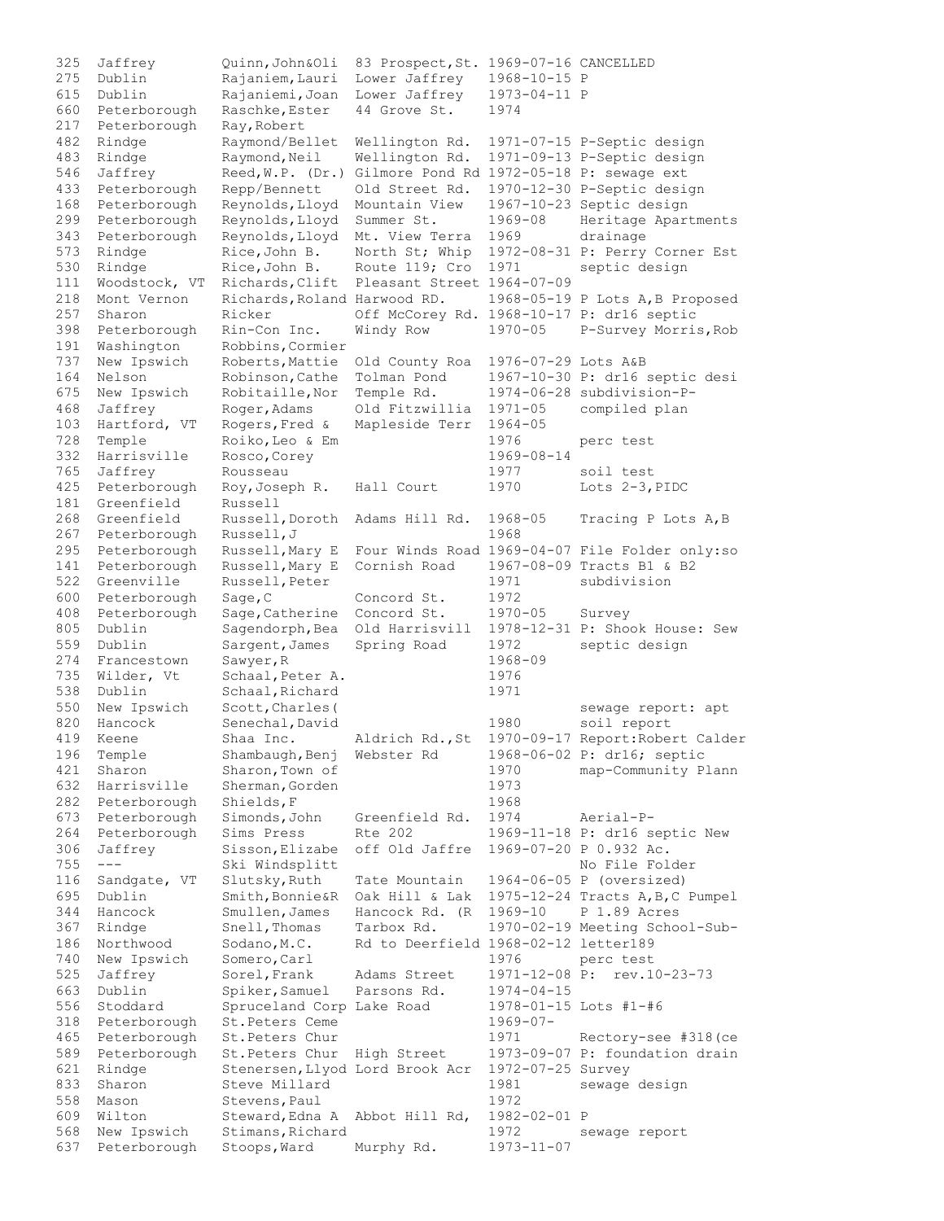| | | | | | |
|---|---|---|---|---|---|
| 325 | Jaffrey | Quinn,John&Oli | 83 Prospect,St. | 1969-07-16 | CANCELLED |
| 275 | Dublin | Rajaniem,Lauri | Lower Jaffrey | 1968-10-15 | P |
| 615 | Dublin | Rajaniemi,Joan | Lower Jaffrey | 1973-04-11 | P |
| 660 | Peterborough | Raschke,Ester | 44 Grove St. | 1974 | |
| 217 | Peterborough | Ray,Robert | | | |
| 482 | Rindge | Raymond/Bellet | Wellington Rd. | 1971-07-15 | P-Septic design |
| 483 | Rindge | Raymond,Neil | Wellington Rd. | 1971-09-13 | P-Septic design |
| 546 | Jaffrey | Reed,W.P. (Dr.) | Gilmore Pond Rd | 1972-05-18 | P: sewage ext |
| 433 | Peterborough | Repp/Bennett | Old Street Rd. | 1970-12-30 | P-Septic design |
| 168 | Peterborough | Reynolds,Lloyd | Mountain View | 1967-10-23 | Septic design |
| 299 | Peterborough | Reynolds,Lloyd | Summer St. | 1969-08 | Heritage Apartments |
| 343 | Peterborough | Reynolds,Lloyd | Mt. View Terra | 1969 | drainage |
| 573 | Rindge | Rice,John B. | North St; Whip | 1972-08-31 | P: Perry Corner Est |
| 530 | Rindge | Rice,John B. | Route 119; Cro | 1971 | septic design |
| 111 | Woodstock, VT | Richards,Clift | Pleasant Street | 1964-07-09 | |
| 218 | Mont Vernon | Richards,Roland | Harwood RD. | 1968-05-19 | P Lots A,B Proposed |
| 257 | Sharon | Ricker | Off McCorey Rd. | 1968-10-17 | P: dr16 septic |
| 398 | Peterborough | Rin-Con Inc. | Windy Row | 1970-05 | P-Survey Morris,Rob |
| 191 | Washington | Robbins,Cormier | | | |
| 737 | New Ipswich | Roberts,Mattie | Old County Roa | 1976-07-29 | Lots A&B |
| 164 | Nelson | Robinson,Cathe | Tolman Pond | 1967-10-30 | P: dr16 septic desi |
| 675 | New Ipswich | Robitaille,Nor | Temple Rd. | 1974-06-28 | subdivision-P- |
| 468 | Jaffrey | Roger,Adams | Old Fitzwillia | 1971-05 | compiled plan |
| 103 | Hartford, VT | Rogers,Fred & | Mapleside Terr | 1964-05 | |
| 728 | Temple | Roiko,Leo & Em | | 1976 | perc test |
| 332 | Harrisville | Rosco,Corey | | 1969-08-14 | |
| 765 | Jaffrey | Rousseau | | 1977 | soil test |
| 425 | Peterborough | Roy,Joseph R. | Hall Court | 1970 | Lots 2-3,PIDC |
| 181 | Greenfield | Russell | | | |
| 268 | Greenfield | Russell,Doroth | Adams Hill Rd. | 1968-05 | Tracing P Lots A,B |
| 267 | Peterborough | Russell,J | | 1968 | |
| 295 | Peterborough | Russell,Mary E | Four Winds Road | 1969-04-07 | File Folder only:so |
| 141 | Peterborough | Russell,Mary E | Cornish Road | 1967-08-09 | Tracts B1 & B2 |
| 522 | Greenville | Russell,Peter | | 1971 | subdivision |
| 600 | Peterborough | Sage,C | Concord St. | 1972 | |
| 408 | Peterborough | Sage,Catherine | Concord St. | 1970-05 | Survey |
| 805 | Dublin | Sagendorph,Bea | Old Harrisvill | 1978-12-31 | P: Shook House: Sew |
| 559 | Dublin | Sargent,James | Spring Road | 1972 | septic design |
| 274 | Francestown | Sawyer,R | | 1968-09 | |
| 735 | Wilder, Vt | Schaal,Peter A. | | 1976 | |
| 538 | Dublin | Schaal,Richard | | 1971 | |
| 550 | New Ipswich | Scott,Charles( | | | sewage report: apt |
| 820 | Hancock | Senechal,David | | 1980 | soil report |
| 419 | Keene | Shaa Inc. | Aldrich Rd.,St | 1970-09-17 | Report:Robert Calder |
| 196 | Temple | Shambaugh,Benj | Webster Rd | 1968-06-02 | P: dr16; septic |
| 421 | Sharon | Sharon,Town of | | 1970 | map-Community Plann |
| 632 | Harrisville | Sherman,Gorden | | 1973 | |
| 282 | Peterborough | Shields,F | | 1968 | |
| 673 | Peterborough | Simonds,John | Greenfield Rd. | 1974 | Aerial-P- |
| 264 | Peterborough | Sims Press | Rte 202 | 1969-11-18 | P: dr16 septic New |
| 306 | Jaffrey | Sisson,Elizabe | off Old Jaffre | 1969-07-20 | P 0.932 Ac. |
| 755 | --- | Ski Windsplitt | | | No File Folder |
| 116 | Sandgate, VT | Slutsky,Ruth | Tate Mountain | 1964-06-05 | P (oversized) |
| 695 | Dublin | Smith,Bonnie&R | Oak Hill & Lak | 1975-12-24 | Tracts A,B,C Pumpel |
| 344 | Hancock | Smullen,James | Hancock Rd. (R | 1969-10 | P 1.89 Acres |
| 367 | Rindge | Snell,Thomas | Tarbox Rd. | 1970-02-19 | Meeting School-Sub- |
| 186 | Northwood | Sodano,M.C. | Rd to Deerfield | 1968-02-12 | letter189 |
| 740 | New Ipswich | Somero,Carl | | 1976 | perc test |
| 525 | Jaffrey | Sorel,Frank | Adams Street | 1971-12-08 | P: rev.10-23-73 |
| 663 | Dublin | Spiker,Samuel | Parsons Rd. | 1974-04-15 | |
| 556 | Stoddard | Spruceland Corp | Lake Road | 1978-01-15 | Lots #1-#6 |
| 318 | Peterborough | St.Peters Ceme | | 1969-07- | |
| 465 | Peterborough | St.Peters Chur | | 1971 | Rectory-see #318(ce |
| 589 | Peterborough | St.Peters Chur | High Street | 1973-09-07 | P: foundation drain |
| 621 | Rindge | Stenersen,Llyod | Lord Brook Acr | 1972-07-25 | Survey |
| 833 | Sharon | Steve Millard | | 1981 | sewage design |
| 558 | Mason | Stevens,Paul | | 1972 | |
| 609 | Wilton | Steward,Edna A | Abbot Hill Rd, | 1982-02-01 | P |
| 568 | New Ipswich | Stimans,Richard | | 1972 | sewage report |
| 637 | Peterborough | Stoops,Ward | Murphy Rd. | 1973-11-07 | |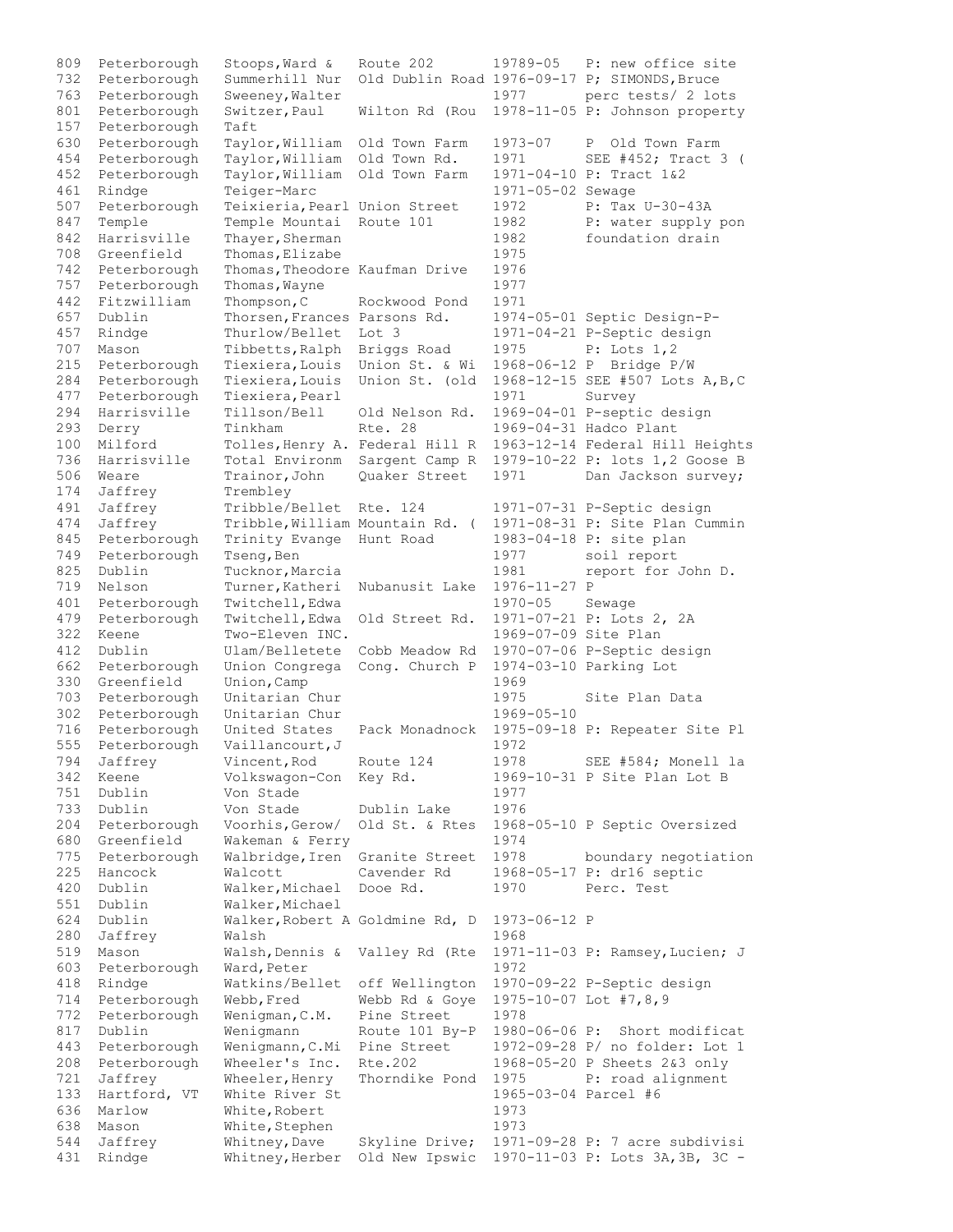| | | | | | |
|---|---|---|---|---|---|
| 809 | Peterborough | Stoops,Ward & | Route 202 | 19789-05 | P: new office site |
| 732 | Peterborough | Summerhill Nur | Old Dublin Road | 1976-09-17 | P; SIMONDS,Bruce |
| 763 | Peterborough | Sweeney,Walter | | 1977 | perc tests/ 2 lots |
| 801 | Peterborough | Switzer,Paul | Wilton Rd (Rou | 1978-11-05 | P: Johnson property |
| 157 | Peterborough | Taft | | | |
| 630 | Peterborough | Taylor,William | Old Town Farm | 1973-07 | P Old Town Farm |
| 454 | Peterborough | Taylor,William | Old Town Rd. | 1971 | SEE #452; Tract 3 ( |
| 452 | Peterborough | Taylor,William | Old Town Farm | 1971-04-10 | P: Tract 1&2 |
| 461 | Rindge | Teiger-Marc | | 1971-05-02 | Sewage |
| 507 | Peterborough | Teixieria,Pearl | Union Street | 1972 | P: Tax U-30-43A |
| 847 | Temple | Temple Mountai | Route 101 | 1982 | P: water supply pon |
| 842 | Harrisville | Thayer,Sherman | | 1982 | foundation drain |
| 708 | Greenfield | Thomas,Elizabe | | 1975 | |
| 742 | Peterborough | Thomas,Theodore | Kaufman Drive | 1976 | |
| 757 | Peterborough | Thomas,Wayne | | 1977 | |
| 442 | Fitzwilliam | Thompson,C | Rockwood Pond | 1971 | |
| 657 | Dublin | Thorsen,Frances | Parsons Rd. | 1974-05-01 | Septic Design-P- |
| 457 | Rindge | Thurlow/Bellet | Lot 3 | 1971-04-21 | P-Septic design |
| 707 | Mason | Tibbetts,Ralph | Briggs Road | 1975 | P: Lots 1,2 |
| 215 | Peterborough | Tiexiera,Louis | Union St. & Wi | 1968-06-12 | P Bridge P/W |
| 284 | Peterborough | Tiexiera,Louis | Union St. (old | 1968-12-15 | SEE #507 Lots A,B,C |
| 477 | Peterborough | Tiexiera,Pearl | | 1971 | Survey |
| 294 | Harrisville | Tillson/Bell | Old Nelson Rd. | 1969-04-01 | P-septic design |
| 293 | Derry | Tinkham | Rte. 28 | 1969-04-31 | Hadco Plant |
| 100 | Milford | Tolles,Henry A. | Federal Hill R | 1963-12-14 | Federal Hill Heights |
| 736 | Harrisville | Total Environm | Sargent Camp R | 1979-10-22 | P: lots 1,2 Goose B |
| 506 | Weare | Trainor,John | Quaker Street | 1971 | Dan Jackson survey; |
| 174 | Jaffrey | Trembley | | | |
| 491 | Jaffrey | Tribble/Bellet | Rte. 124 | 1971-07-31 | P-Septic design |
| 474 | Jaffrey | Tribble,William | Mountain Rd. ( | 1971-08-31 | P: Site Plan Cummin |
| 845 | Peterborough | Trinity Evange | Hunt Road | 1983-04-18 | P: site plan |
| 749 | Peterborough | Tseng,Ben | | 1977 | soil report |
| 825 | Dublin | Tucknor,Marcia | | 1981 | report for John D. |
| 719 | Nelson | Turner,Katheri | Nubanusit Lake | 1976-11-27 | P |
| 401 | Peterborough | Twitchell,Edwa | | 1970-05 | Sewage |
| 479 | Peterborough | Twitchell,Edwa | Old Street Rd. | 1971-07-21 | P: Lots 2, 2A |
| 322 | Keene | Two-Eleven INC. | | 1969-07-09 | Site Plan |
| 412 | Dublin | Ulam/Belletete | Cobb Meadow Rd | 1970-07-06 | P-Septic design |
| 662 | Peterborough | Union Congrega | Cong. Church P | 1974-03-10 | Parking Lot |
| 330 | Greenfield | Union,Camp | | 1969 | |
| 703 | Peterborough | Unitarian Chur | | 1975 | Site Plan Data |
| 302 | Peterborough | Unitarian Chur | | 1969-05-10 | |
| 716 | Peterborough | United States | Pack Monadnock | 1975-09-18 | P: Repeater Site Pl |
| 555 | Peterborough | Vaillancourt,J | | 1972 | |
| 794 | Jaffrey | Vincent,Rod | Route 124 | 1978 | SEE #584; Monell la |
| 342 | Keene | Volkswagon-Con | Key Rd. | 1969-10-31 | P Site Plan Lot B |
| 751 | Dublin | Von Stade | | 1977 | |
| 733 | Dublin | Von Stade | Dublin Lake | 1976 | |
| 204 | Peterborough | Voorhis,Gerow/ | Old St. & Rtes | 1968-05-10 | P Septic Oversized |
| 680 | Greenfield | Wakeman & Ferry | | 1974 | |
| 775 | Peterborough | Walbridge,Iren | Granite Street | 1978 | boundary negotiation |
| 225 | Hancock | Walcott | Cavender Rd | 1968-05-17 | P: dr16 septic |
| 420 | Dublin | Walker,Michael | Dooe Rd. | 1970 | Perc. Test |
| 551 | Dublin | Walker,Michael | | | |
| 624 | Dublin | Walker,Robert A | Goldmine Rd, D | 1973-06-12 | P |
| 280 | Jaffrey | Walsh | | 1968 | |
| 519 | Mason | Walsh,Dennis & | Valley Rd (Rte | 1971-11-03 | P: Ramsey,Lucien; J |
| 603 | Peterborough | Ward,Peter | | 1972 | |
| 418 | Rindge | Watkins/Bellet | off Wellington | 1970-09-22 | P-Septic design |
| 714 | Peterborough | Webb,Fred | Webb Rd & Goye | 1975-10-07 | Lot #7,8,9 |
| 772 | Peterborough | Wenigman,C.M. | Pine Street | 1978 | |
| 817 | Dublin | Wenigmann | Route 101 By-P | 1980-06-06 | P: Short modificat |
| 443 | Peterborough | Wenigmann,C.Mi | Pine Street | 1972-09-28 | P/ no folder: Lot 1 |
| 208 | Peterborough | Wheeler's Inc. | Rte.202 | 1968-05-20 | P Sheets 2&3 only |
| 721 | Jaffrey | Wheeler,Henry | Thorndike Pond | 1975 | P: road alignment |
| 133 | Hartford, VT | White River St | | 1965-03-04 | Parcel #6 |
| 636 | Marlow | White,Robert | | 1973 | |
| 638 | Mason | White,Stephen | | 1973 | |
| 544 | Jaffrey | Whitney,Dave | Skyline Drive; | 1971-09-28 | P: 7 acre subdivisi |
| 431 | Rindge | Whitney,Herber | Old New Ipswic | 1970-11-03 | P: Lots 3A,3B, 3C - |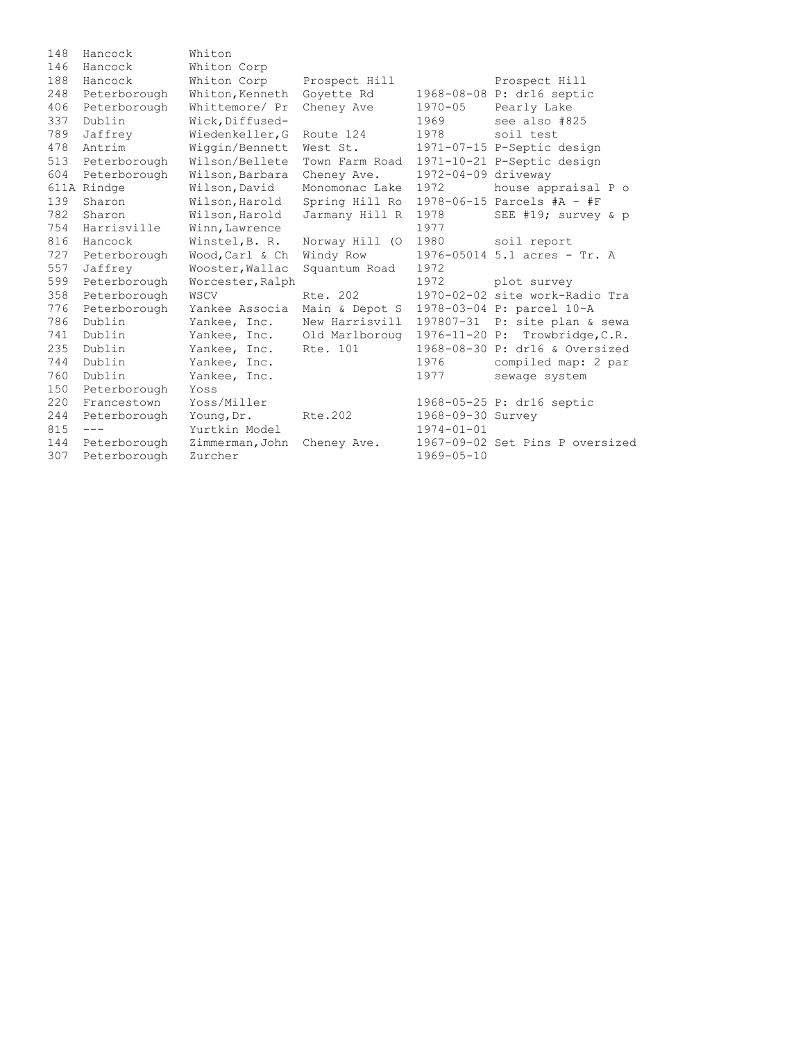| | | | | | |
|---|---|---|---|---|---|
| 148 | Hancock | Whiton | | | |
| 146 | Hancock | Whiton Corp | | | |
| 188 | Hancock | Whiton Corp | Prospect Hill | | Prospect Hill |
| 248 | Peterborough | Whiton,Kenneth | Goyette Rd | 1968-08-08 | P: dr16 septic |
| 406 | Peterborough | Whittemore/ Pr | Cheney Ave | 1970-05 | Pearly Lake |
| 337 | Dublin | Wick,Diffused- | | 1969 | see also #825 |
| 789 | Jaffrey | Wiedenkeller,G | Route 124 | 1978 | soil test |
| 478 | Antrim | Wiggin/Bennett | West St. | 1971-07-15 | P-Septic design |
| 513 | Peterborough | Wilson/Bellete | Town Farm Road | 1971-10-21 | P-Septic design |
| 604 | Peterborough | Wilson,Barbara | Cheney Ave. | 1972-04-09 | driveway |
| 611A | Rindge | Wilson,David | Monomonac Lake | 1972 | house appraisal P o |
| 139 | Sharon | Wilson,Harold | Spring Hill Ro | 1978-06-15 | Parcels #A - #F |
| 782 | Sharon | Wilson,Harold | Jarmany Hill R | 1978 | SEE #19; survey & p |
| 754 | Harrisville | Winn,Lawrence | | 1977 | |
| 816 | Hancock | Winstel,B. R. | Norway Hill (O | 1980 | soil report |
| 727 | Peterborough | Wood,Carl & Ch | Windy Row | 1976-05014 | 5.1 acres - Tr. A |
| 557 | Jaffrey | Wooster,Wallac | Squantum Road | 1972 | |
| 599 | Peterborough | Worcester,Ralph | | 1972 | plot survey |
| 358 | Peterborough | WSCV | Rte. 202 | 1970-02-02 | site work-Radio Tra |
| 776 | Peterborough | Yankee Associa | Main & Depot S | 1978-03-04 | P: parcel 10-A |
| 786 | Dublin | Yankee, Inc. | New Harrisvill | 197807-31 | P: site plan & sewa |
| 741 | Dublin | Yankee, Inc. | Old Marlboroug | 1976-11-20 | P: Trowbridge,C.R. |
| 235 | Dublin | Yankee, Inc. | Rte. 101 | 1968-08-30 | P: dr16 & Oversized |
| 744 | Dublin | Yankee, Inc. | | 1976 | compiled map: 2 par |
| 760 | Dublin | Yankee, Inc. | | 1977 | sewage system |
| 150 | Peterborough | Yoss | | | |
| 220 | Francestown | Yoss/Miller | | 1968-05-25 | P: dr16 septic |
| 244 | Peterborough | Young,Dr. | Rte.202 | 1968-09-30 | Survey |
| 815 | --- | Yurtkin Model | | 1974-01-01 | |
| 144 | Peterborough | Zimmerman,John | Cheney Ave. | 1967-09-02 | Set Pins P oversized |
| 307 | Peterborough | Zurcher | | 1969-05-10 | |